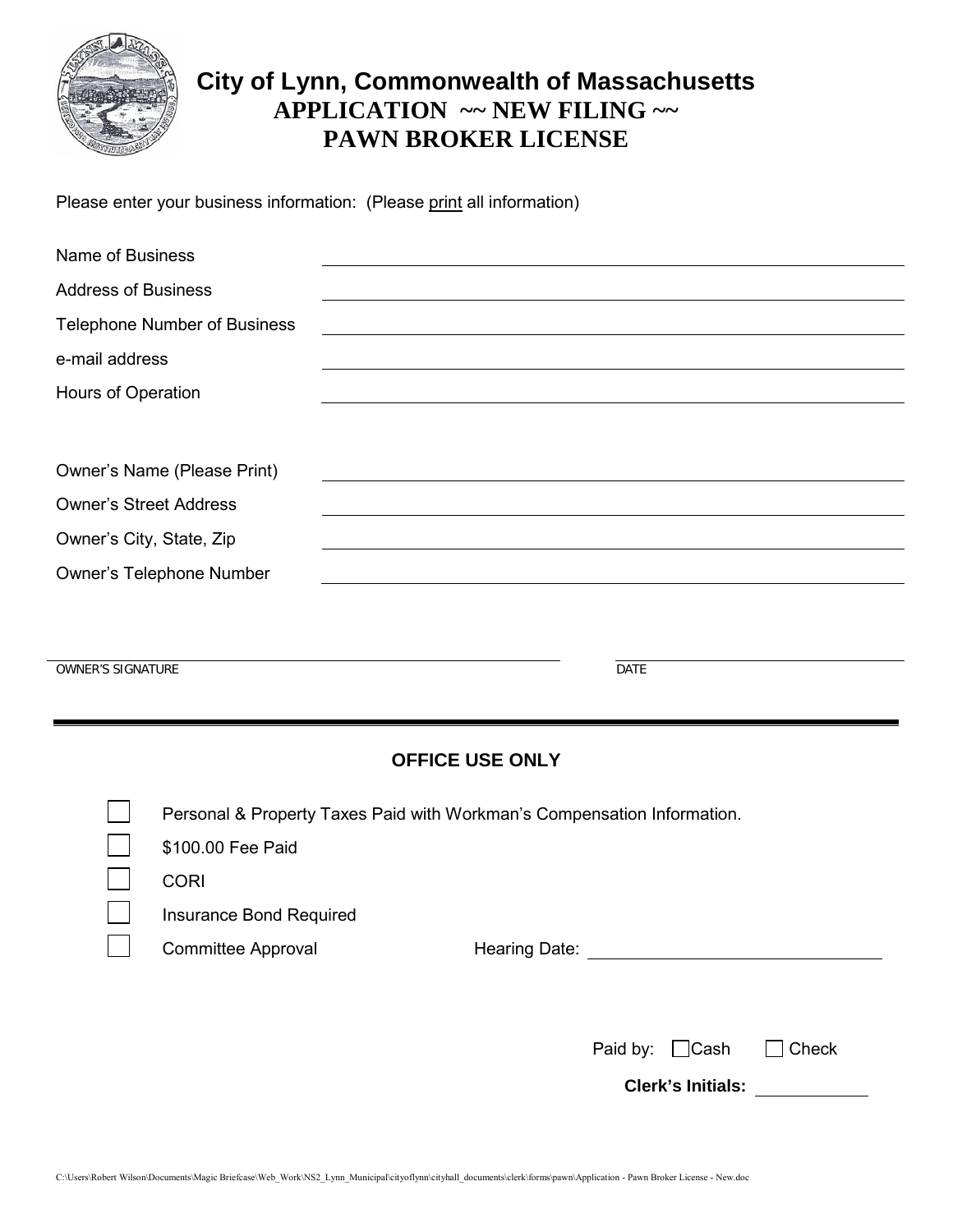# City of Lynn, Commonwealth of Massachusetts
## APPLICATION ~~ NEW FILING ~~
## PAWN BROKER LICENSE

Please enter your business information: (Please print all information)

Name of Business \_\_\_\_\_\_\_\_\_\_\_\_\_\_\_\_\_\_\_\_\_\_\_\_\_\_\_\_\_\_

Address of Business \_\_\_\_\_\_\_\_\_\_\_\_\_\_\_\_\_\_\_\_\_\_\_\_\_\_\_\_\_\_

Telephone Number of Business \_\_\_\_\_\_\_\_\_\_\_\_\_\_\_\_\_\_\_\_\_\_\_\_\_\_\_\_\_\_

e-mail address \_\_\_\_\_\_\_\_\_\_\_\_\_\_\_\_\_\_\_\_\_\_\_\_\_\_\_\_\_\_

Hours of Operation \_\_\_\_\_\_\_\_\_\_\_\_\_\_\_\_\_\_\_\_\_\_\_\_\_\_\_\_\_\_

Owner's Name (Please Print) \_\_\_\_\_\_\_\_\_\_\_\_\_\_\_\_\_\_\_\_\_\_\_\_\_\_\_\_\_\_

Owner's Street Address \_\_\_\_\_\_\_\_\_\_\_\_\_\_\_\_\_\_\_\_\_\_\_\_\_\_\_\_\_\_

Owner's City, State, Zip \_\_\_\_\_\_\_\_\_\_\_\_\_\_\_\_\_\_\_\_\_\_\_\_\_\_\_\_\_\_

Owner's Telephone Number \_\_\_\_\_\_\_\_\_\_\_\_\_\_\_\_\_\_\_\_\_\_\_\_\_\_\_\_\_\_

\_\_\_\_\_\_\_\_\_\_\_\_\_\_\_\_\_\_\_\_\_\_\_\_\_\_\_\_\_\_ \_\_\_\_\_\_\_\_\_\_\_\_\_\_\_\_\_\_\_\_

OWNER'S SIGNATURE DATE

---

### OFFICE USE ONLY

- ☐ Personal & Property Taxes Paid with Workman's Compensation Information.
- ☐ $100.00 Fee Paid
- ☐ CORI
- ☐ Insurance Bond Required
- ☐ Committee Approval Hearing Date: \_\_\_\_\_\_\_\_\_\_\_\_\_\_\_\_\_\_\_\_

Paid by: ☐ Cash ☐ Check

**Clerk's Initials:** \_\_\_\_\_\_\_\_\_\_

C:\Users\Robert Wilson\Documents\Magic Briefcase\Web_Work\NS2_Lynn_Municipal\cityoflynn\cityhall_documents\clerk\forms\pawn\Application - Pawn Broker License - New.doc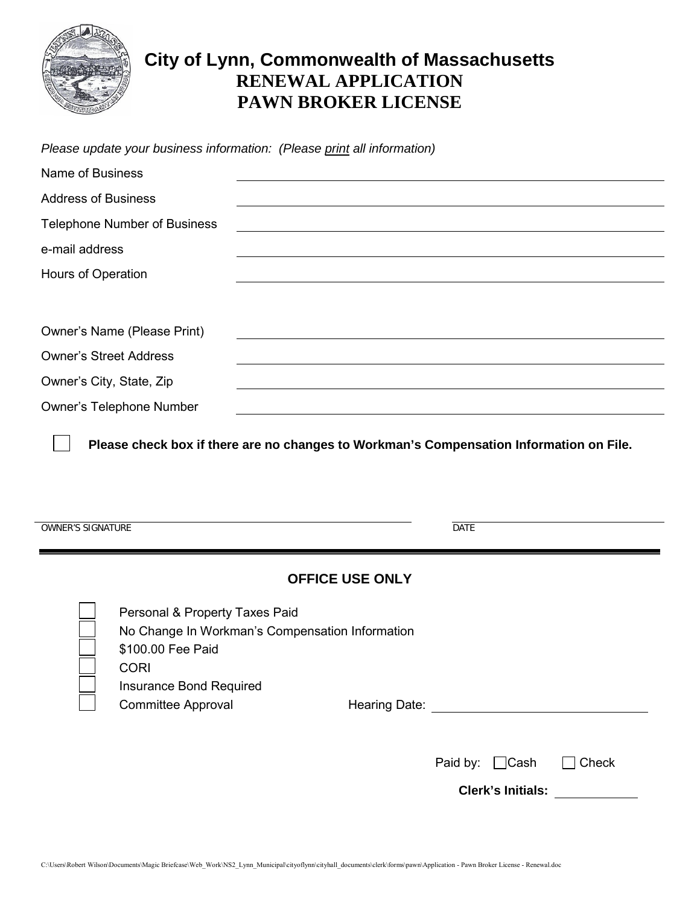# City of Lynn, Commonwealth of Massachusetts

## RENEWAL APPLICATION
## PAWN BROKER LICENSE

*Please update your business information: (Please print all information)*

Name of Business ______________________________

Address of Business ______________________________

Telephone Number of Business ______________________________

e-mail address ______________________________

Hours of Operation ______________________________

Owner's Name (Please Print) ______________________________

Owner's Street Address ______________________________

Owner's City, State, Zip ______________________________

Owner's Telephone Number ______________________________

☐ **Please check box if there are no changes to Workman's Compensation Information on File.**

OWNER'S SIGNATURE ______________________________ DATE ______________

---

### OFFICE USE ONLY

☐ Personal & Property Taxes Paid
☐ No Change In Workman's Compensation Information
☐ $100.00 Fee Paid
☐ CORI
☐ Insurance Bond Required
☐ Committee Approval Hearing Date: ______________________________

Paid by: ☐ Cash ☐ Check

**Clerk's Initials:** __________

C:\Users\Robert Wilson\Documents\Magic Briefcase\Web_Work\NS2_Lynn_Municipal\cityoflynn\cityhall_documents\clerk\forms\pawn\Application - Pawn Broker License - Renewal.doc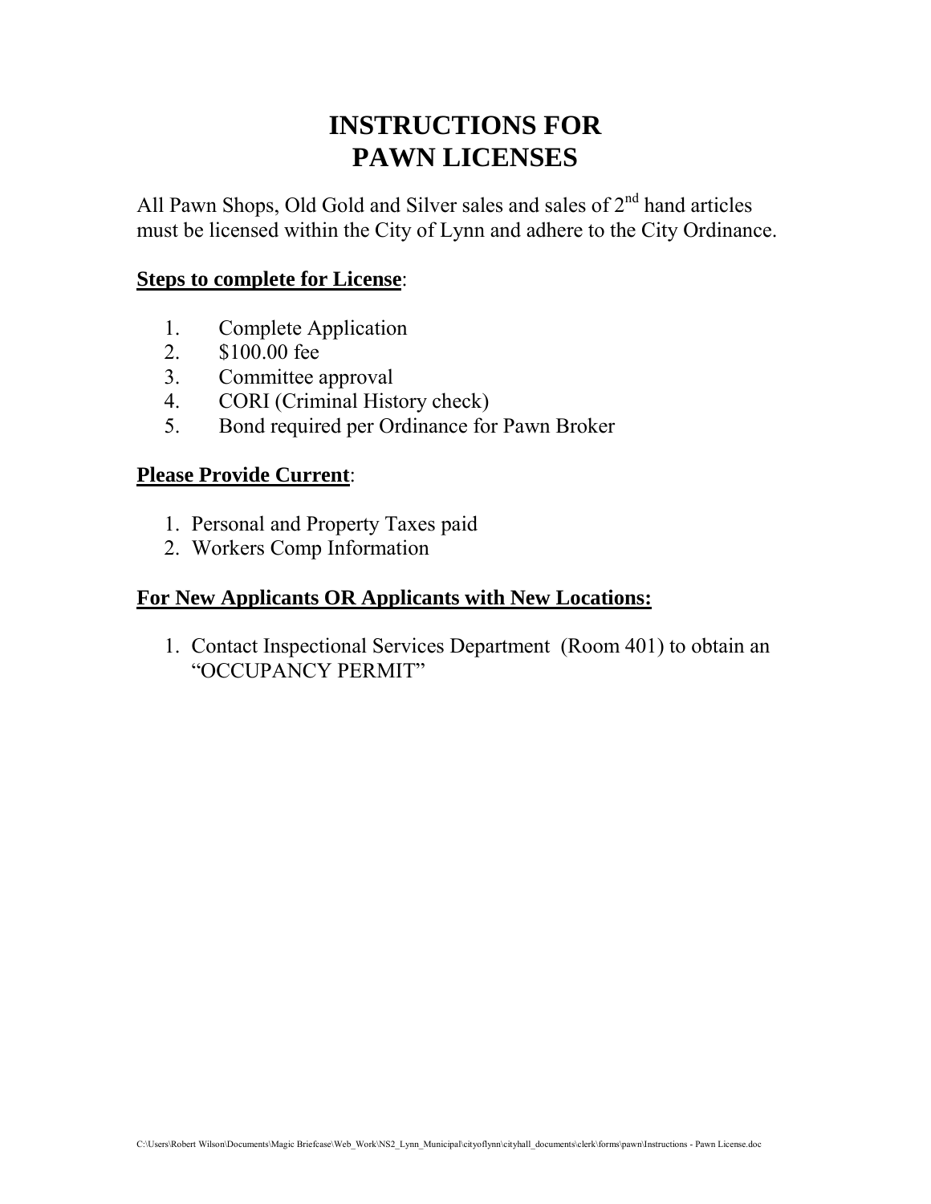# INSTRUCTIONS FOR PAWN LICENSES

All Pawn Shops, Old Gold and Silver sales and sales of 2nd hand articles must be licensed within the City of Lynn and adhere to the City Ordinance.

**Steps to complete for License**:

1. Complete Application
2. $100.00 fee
3. Committee approval
4. CORI (Criminal History check)
5. Bond required per Ordinance for Pawn Broker

**Please Provide Current**:

1. Personal and Property Taxes paid
2. Workers Comp Information

**For New Applicants OR Applicants with New Locations:**

1. Contact Inspectional Services Department (Room 401) to obtain an "OCCUPANCY PERMIT"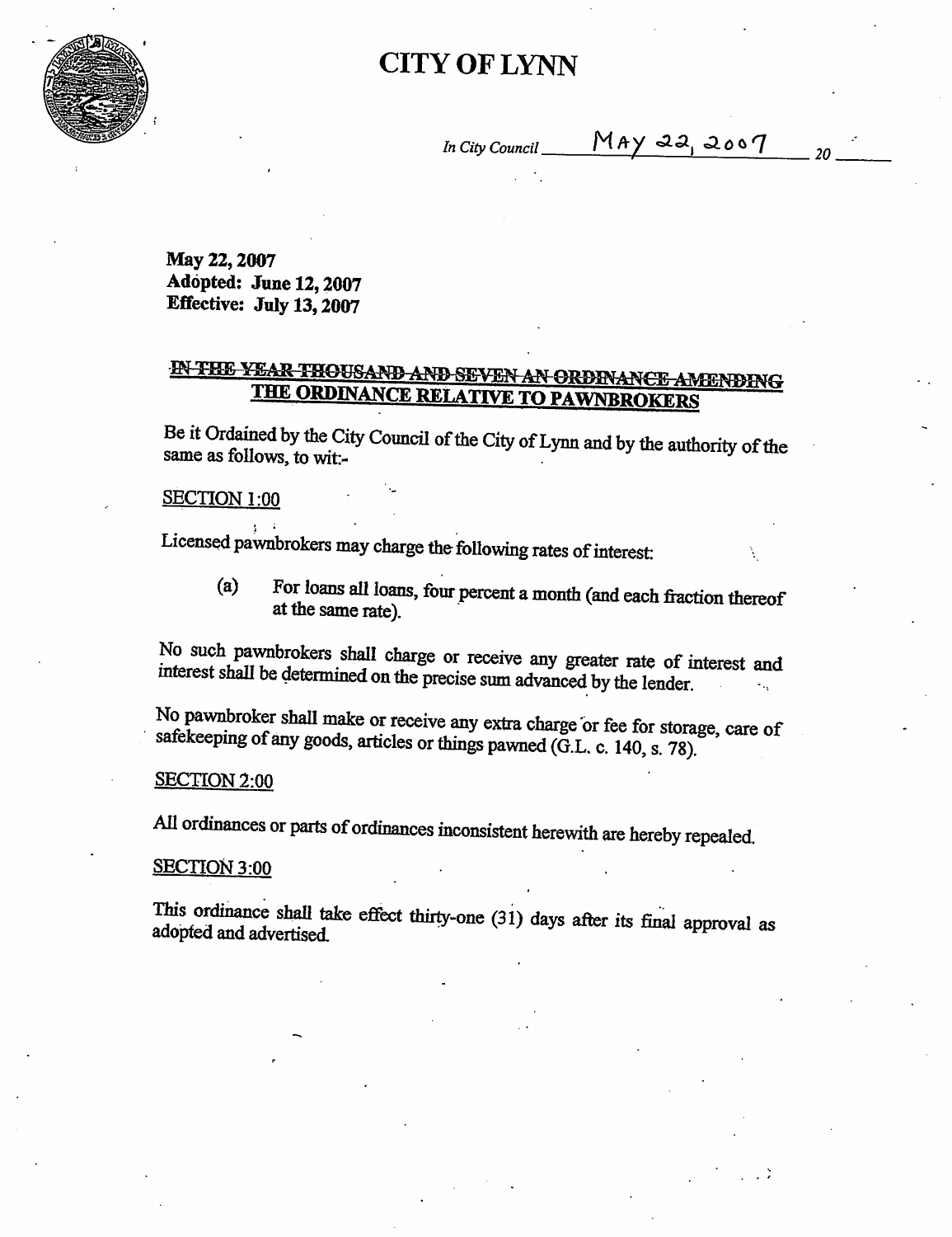# CITY OF LYNN

*In City Council* MAY 22, 2007 20

**May 22, 2007**
**Adopted: June 12, 2007**
**Effective: July 13, 2007**

## ~~IN THE YEAR THOUSAND AND SEVEN AN ORDINANCE AMENDING~~ THE ORDINANCE RELATIVE TO PAWNBROKERS

Be it Ordained by the City Council of the City of Lynn and by the authority of the same as follows, to wit:-

SECTION 1:00

Licensed pawnbrokers may charge the following rates of interest:

(a) For loans all loans, four percent a month (and each fraction thereof at the same rate).

No such pawnbrokers shall charge or receive any greater rate of interest and interest shall be determined on the precise sum advanced by the lender.

No pawnbroker shall make or receive any extra charge or fee for storage, care of safekeeping of any goods, articles or things pawned (G.L. c. 140, s. 78).

SECTION 2:00

All ordinances or parts of ordinances inconsistent herewith are hereby repealed.

SECTION 3:00

This ordinance shall take effect thirty-one (31) days after its final approval as adopted and advertised.